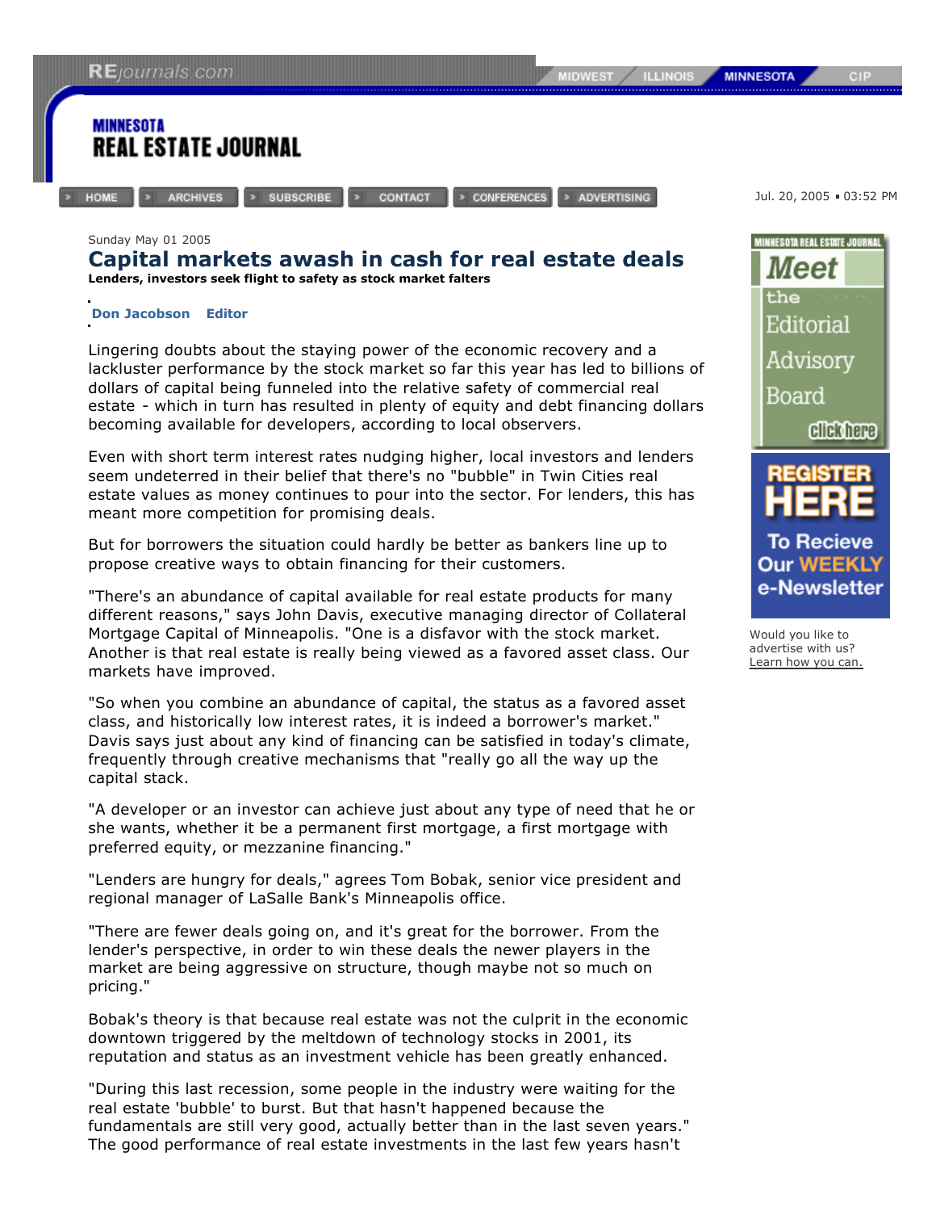Sunday May 01 2005

# Capital markets awash in cash for real estate deals

**Lenders, investors seek flight to safety as stock market falters**

**Don Jacobson Editor**

Lingering doubts about the staying power of the economic recovery and a lackluster performance by the stock market so far this year has led to billions of dollars of capital being funneled into the relative safety of commercial real estate - which in turn has resulted in plenty of equity and debt financing dollars becoming available for developers, according to local observers.

Even with short term interest rates nudging higher, local investors and lenders seem undeterred in their belief that there's no "bubble" in Twin Cities real estate values as money continues to pour into the sector. For lenders, this has meant more competition for promising deals.

But for borrowers the situation could hardly be better as bankers line up to propose creative ways to obtain financing for their customers.

"There's an abundance of capital available for real estate products for many different reasons," says John Davis, executive managing director of Collateral Mortgage Capital of Minneapolis. "One is a disfavor with the stock market. Another is that real estate is really being viewed as a favored asset class. Our markets have improved.

"So when you combine an abundance of capital, the status as a favored asset class, and historically low interest rates, it is indeed a borrower's market." Davis says just about any kind of financing can be satisfied in today's climate, frequently through creative mechanisms that "really go all the way up the capital stack.

"A developer or an investor can achieve just about any type of need that he or she wants, whether it be a permanent first mortgage, a first mortgage with preferred equity, or mezzanine financing."

"Lenders are hungry for deals," agrees Tom Bobak, senior vice president and regional manager of LaSalle Bank's Minneapolis office.

"There are fewer deals going on, and it's great for the borrower. From the lender's perspective, in order to win these deals the newer players in the market are being aggressive on structure, though maybe not so much on pricing."

Bobak's theory is that because real estate was not the culprit in the economic downtown triggered by the meltdown of technology stocks in 2001, its reputation and status as an investment vehicle has been greatly enhanced.

"During this last recession, some people in the industry were waiting for the real estate 'bubble' to burst. But that hasn't happened because the fundamentals are still very good, actually better than in the last seven years." The good performance of real estate investments in the last few years hasn't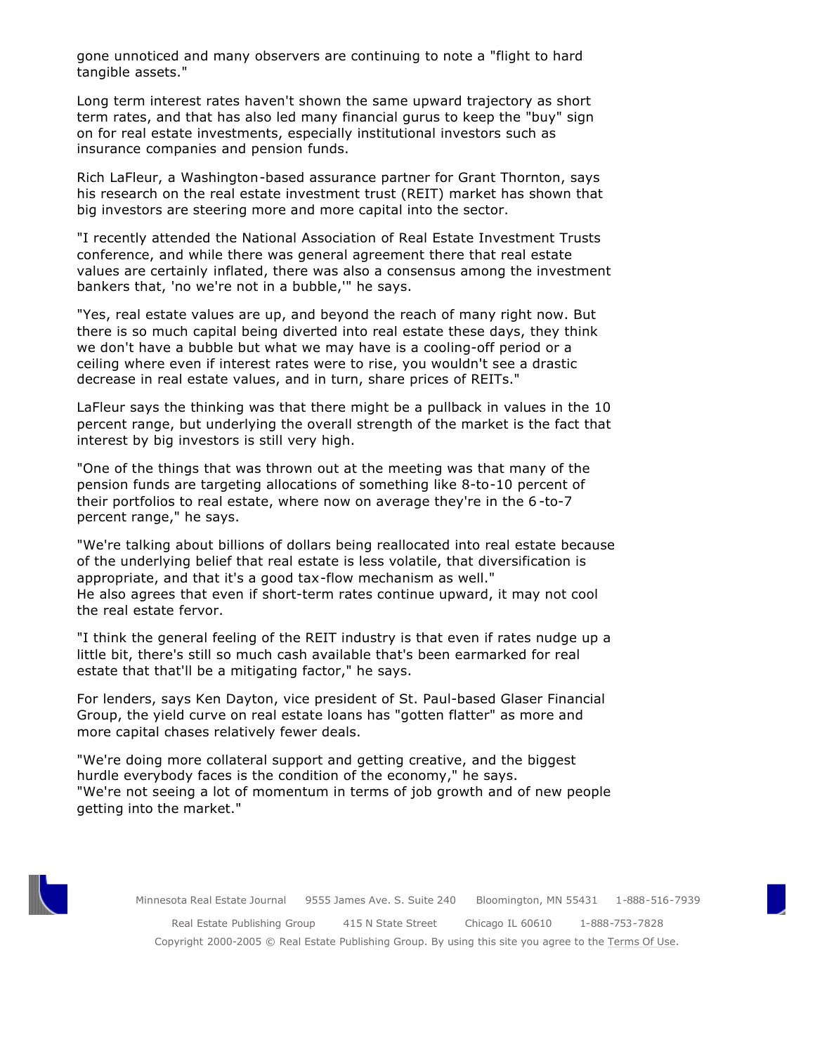gone unnoticed and many observers are continuing to note a "flight to hard tangible assets."

Long term interest rates haven't shown the same upward trajectory as short term rates, and that has also led many financial gurus to keep the "buy" sign on for real estate investments, especially institutional investors such as insurance companies and pension funds.

Rich LaFleur, a Washington-based assurance partner for Grant Thornton, says his research on the real estate investment trust (REIT) market has shown that big investors are steering more and more capital into the sector.

"I recently attended the National Association of Real Estate Investment Trusts conference, and while there was general agreement there that real estate values are certainly inflated, there was also a consensus among the investment bankers that, 'no we're not in a bubble,'" he says.

"Yes, real estate values are up, and beyond the reach of many right now. But there is so much capital being diverted into real estate these days, they think we don't have a bubble but what we may have is a cooling-off period or a ceiling where even if interest rates were to rise, you wouldn't see a drastic decrease in real estate values, and in turn, share prices of REITs."

LaFleur says the thinking was that there might be a pullback in values in the 10 percent range, but underlying the overall strength of the market is the fact that interest by big investors is still very high.

"One of the things that was thrown out at the meeting was that many of the pension funds are targeting allocations of something like 8-to-10 percent of their portfolios to real estate, where now on average they're in the 6-to-7 percent range," he says.

"We're talking about billions of dollars being reallocated into real estate because of the underlying belief that real estate is less volatile, that diversification is appropriate, and that it's a good tax-flow mechanism as well."
He also agrees that even if short-term rates continue upward, it may not cool the real estate fervor.

"I think the general feeling of the REIT industry is that even if rates nudge up a little bit, there's still so much cash available that's been earmarked for real estate that that'll be a mitigating factor," he says.

For lenders, says Ken Dayton, vice president of St. Paul-based Glaser Financial Group, the yield curve on real estate loans has "gotten flatter" as more and more capital chases relatively fewer deals.

"We're doing more collateral support and getting creative, and the biggest hurdle everybody faces is the condition of the economy," he says.
"We're not seeing a lot of momentum in terms of job growth and of new people getting into the market."